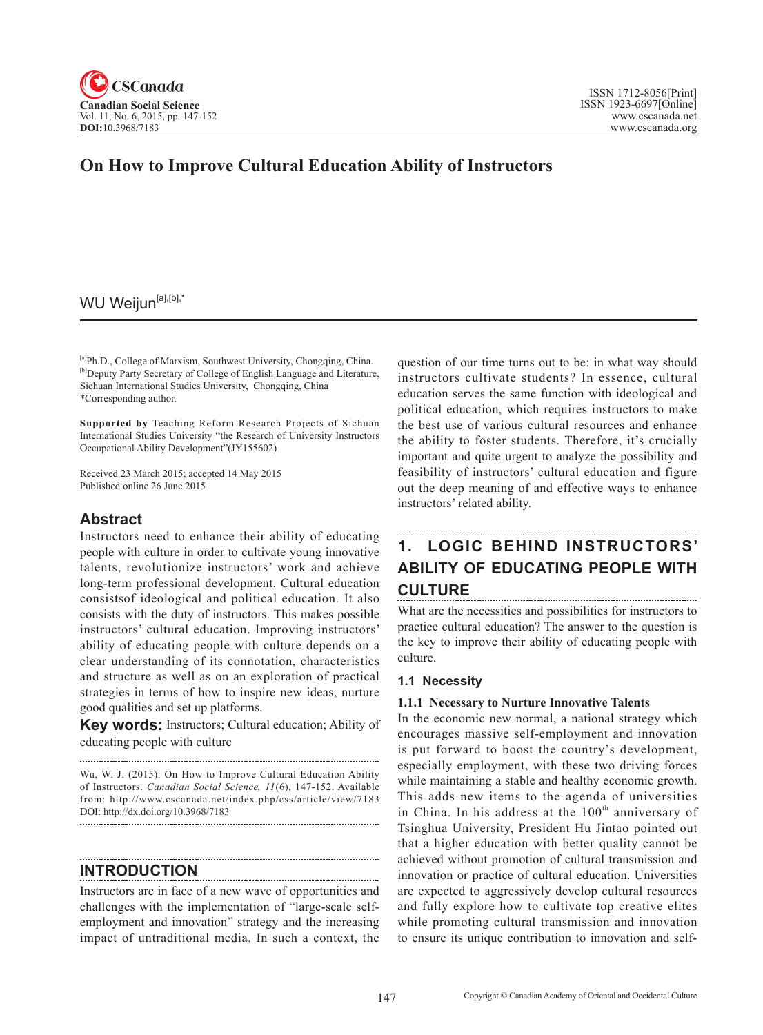# On How to Improve Cultural Education Ability of Instructors

WU Weijun[a],[b],*

[a]Ph.D., College of Marxism, Southwest University, Chongqing, China.
[b]Deputy Party Secretary of College of English Language and Literature, Sichuan International Studies University, Chongqing, China
*Corresponding author.

**Supported by** Teaching Reform Research Projects of Sichuan International Studies University "the Research of University Instructors Occupational Ability Development"(JY155602)

Received 23 March 2015; accepted 14 May 2015
Published online 26 June 2015

## Abstract

Instructors need to enhance their ability of educating people with culture in order to cultivate young innovative talents, revolutionize instructors' work and achieve long-term professional development. Cultural education consistsof ideological and political education. It also consists with the duty of instructors. This makes possible instructors' cultural education. Improving instructors' ability of educating people with culture depends on a clear understanding of its connotation, characteristics and structure as well as on an exploration of practical strategies in terms of how to inspire new ideas, nurture good qualities and set up platforms.

**Key words:** Instructors; Cultural education; Ability of educating people with culture

Wu, W. J. (2015). On How to Improve Cultural Education Ability of Instructors. *Canadian Social Science, 11*(6), 147-152. Available from: http://www.cscanada.net/index.php/css/article/view/7183
DOI: http://dx.doi.org/10.3968/7183

## INTRODUCTION

Instructors are in face of a new wave of opportunities and challenges with the implementation of "large-scale self-employment and innovation" strategy and the increasing impact of untraditional media. In such a context, the question of our time turns out to be: in what way should instructors cultivate students? In essence, cultural education serves the same function with ideological and political education, which requires instructors to make the best use of various cultural resources and enhance the ability to foster students. Therefore, it's crucially important and quite urgent to analyze the possibility and feasibility of instructors' cultural education and figure out the deep meaning of and effective ways to enhance instructors' related ability.

## 1. LOGIC BEHIND INSTRUCTORS' ABILITY OF EDUCATING PEOPLE WITH CULTURE

What are the necessities and possibilities for instructors to practice cultural education? The answer to the question is the key to improve their ability of educating people with culture.

### 1.1 Necessity

#### 1.1.1 Necessary to Nurture Innovative Talents

In the economic new normal, a national strategy which encourages massive self-employment and innovation is put forward to boost the country's development, especially employment, with these two driving forces while maintaining a stable and healthy economic growth. This adds new items to the agenda of universities in China. In his address at the 100th anniversary of Tsinghua University, President Hu Jintao pointed out that a higher education with better quality cannot be achieved without promotion of cultural transmission and innovation or practice of cultural education. Universities are expected to aggressively develop cultural resources and fully explore how to cultivate top creative elites while promoting cultural transmission and innovation to ensure its unique contribution to innovation and self-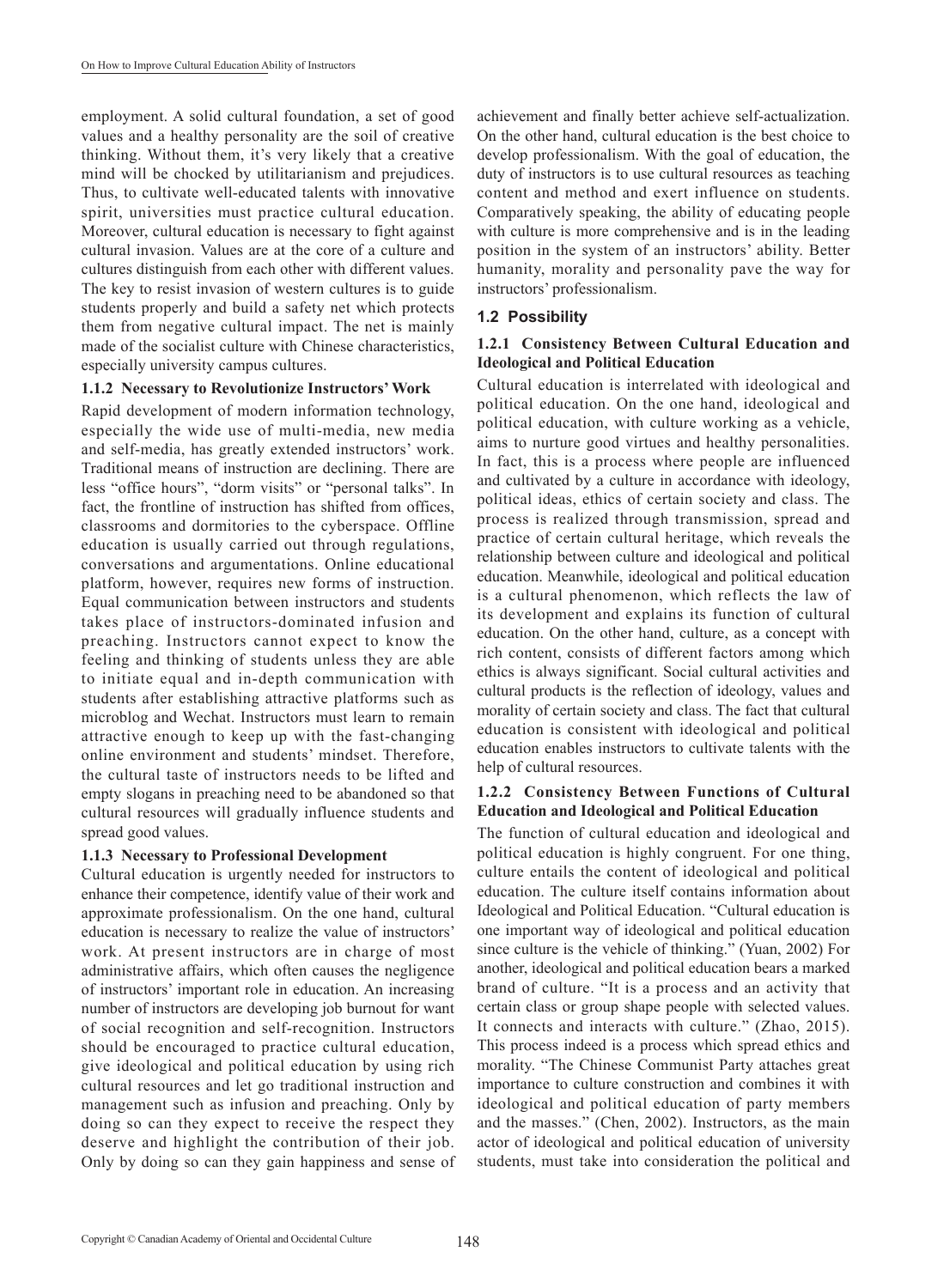employment. A solid cultural foundation, a set of good values and a healthy personality are the soil of creative thinking. Without them, it's very likely that a creative mind will be chocked by utilitarianism and prejudices. Thus, to cultivate well-educated talents with innovative spirit, universities must practice cultural education. Moreover, cultural education is necessary to fight against cultural invasion. Values are at the core of a culture and cultures distinguish from each other with different values. The key to resist invasion of western cultures is to guide students properly and build a safety net which protects them from negative cultural impact. The net is mainly made of the socialist culture with Chinese characteristics, especially university campus cultures.

#### 1.1.2 Necessary to Revolutionize Instructors' Work

Rapid development of modern information technology, especially the wide use of multi-media, new media and self-media, has greatly extended instructors' work. Traditional means of instruction are declining. There are less "office hours", "dorm visits" or "personal talks". In fact, the frontline of instruction has shifted from offices, classrooms and dormitories to the cyberspace. Offline education is usually carried out through regulations, conversations and argumentations. Online educational platform, however, requires new forms of instruction. Equal communication between instructors and students takes place of instructors-dominated infusion and preaching. Instructors cannot expect to know the feeling and thinking of students unless they are able to initiate equal and in-depth communication with students after establishing attractive platforms such as microblog and Wechat. Instructors must learn to remain attractive enough to keep up with the fast-changing online environment and students' mindset. Therefore, the cultural taste of instructors needs to be lifted and empty slogans in preaching need to be abandoned so that cultural resources will gradually influence students and spread good values.

#### 1.1.3 Necessary to Professional Development

Cultural education is urgently needed for instructors to enhance their competence, identify value of their work and approximate professionalism. On the one hand, cultural education is necessary to realize the value of instructors' work. At present instructors are in charge of most administrative affairs, which often causes the negligence of instructors' important role in education. An increasing number of instructors are developing job burnout for want of social recognition and self-recognition. Instructors should be encouraged to practice cultural education, give ideological and political education by using rich cultural resources and let go traditional instruction and management such as infusion and preaching. Only by doing so can they expect to receive the respect they deserve and highlight the contribution of their job. Only by doing so can they gain happiness and sense of achievement and finally better achieve self-actualization. On the other hand, cultural education is the best choice to develop professionalism. With the goal of education, the duty of instructors is to use cultural resources as teaching content and method and exert influence on students. Comparatively speaking, the ability of educating people with culture is more comprehensive and is in the leading position in the system of an instructors' ability. Better humanity, morality and personality pave the way for instructors' professionalism.

### 1.2 Possibility

#### 1.2.1 Consistency Between Cultural Education and Ideological and Political Education

Cultural education is interrelated with ideological and political education. On the one hand, ideological and political education, with culture working as a vehicle, aims to nurture good virtues and healthy personalities. In fact, this is a process where people are influenced and cultivated by a culture in accordance with ideology, political ideas, ethics of certain society and class. The process is realized through transmission, spread and practice of certain cultural heritage, which reveals the relationship between culture and ideological and political education. Meanwhile, ideological and political education is a cultural phenomenon, which reflects the law of its development and explains its function of cultural education. On the other hand, culture, as a concept with rich content, consists of different factors among which ethics is always significant. Social cultural activities and cultural products is the reflection of ideology, values and morality of certain society and class. The fact that cultural education is consistent with ideological and political education enables instructors to cultivate talents with the help of cultural resources.

#### 1.2.2 Consistency Between Functions of Cultural Education and Ideological and Political Education

The function of cultural education and ideological and political education is highly congruent. For one thing, culture entails the content of ideological and political education. The culture itself contains information about Ideological and Political Education. "Cultural education is one important way of ideological and political education since culture is the vehicle of thinking." (Yuan, 2002) For another, ideological and political education bears a marked brand of culture. "It is a process and an activity that certain class or group shape people with selected values. It connects and interacts with culture." (Zhao, 2015). This process indeed is a process which spread ethics and morality. "The Chinese Communist Party attaches great importance to culture construction and combines it with ideological and political education of party members and the masses." (Chen, 2002). Instructors, as the main actor of ideological and political education of university students, must take into consideration the political and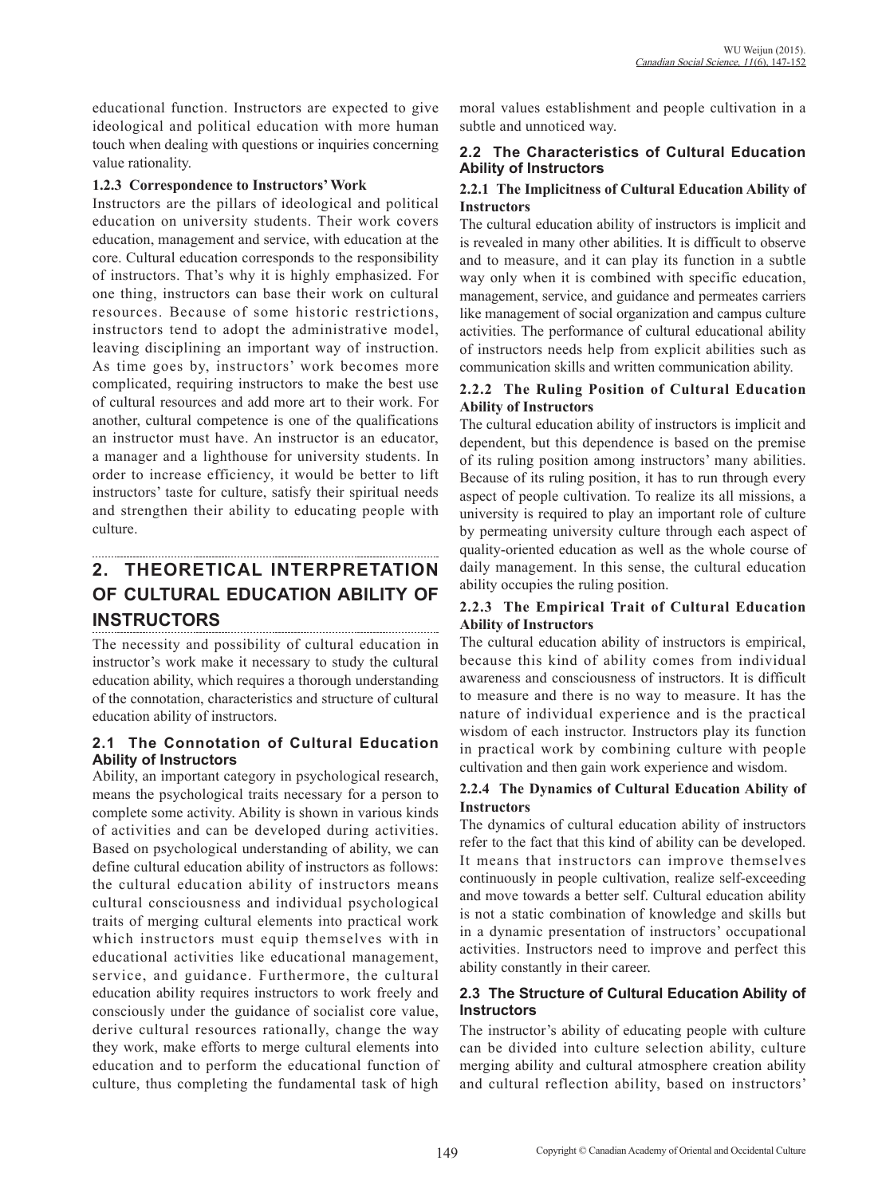educational function. Instructors are expected to give ideological and political education with more human touch when dealing with questions or inquiries concerning value rationality.

#### 1.2.3 Correspondence to Instructors' Work

Instructors are the pillars of ideological and political education on university students. Their work covers education, management and service, with education at the core. Cultural education corresponds to the responsibility of instructors. That's why it is highly emphasized. For one thing, instructors can base their work on cultural resources. Because of some historic restrictions, instructors tend to adopt the administrative model, leaving disciplining an important way of instruction. As time goes by, instructors' work becomes more complicated, requiring instructors to make the best use of cultural resources and add more art to their work. For another, cultural competence is one of the qualifications an instructor must have. An instructor is an educator, a manager and a lighthouse for university students. In order to increase efficiency, it would be better to lift instructors' taste for culture, satisfy their spiritual needs and strengthen their ability to educating people with culture.

## 2. THEORETICAL INTERPRETATION OF CULTURAL EDUCATION ABILITY OF INSTRUCTORS

The necessity and possibility of cultural education in instructor's work make it necessary to study the cultural education ability, which requires a thorough understanding of the connotation, characteristics and structure of cultural education ability of instructors.

### 2.1 The Connotation of Cultural Education Ability of Instructors

Ability, an important category in psychological research, means the psychological traits necessary for a person to complete some activity. Ability is shown in various kinds of activities and can be developed during activities. Based on psychological understanding of ability, we can define cultural education ability of instructors as follows: the cultural education ability of instructors means cultural consciousness and individual psychological traits of merging cultural elements into practical work which instructors must equip themselves with in educational activities like educational management, service, and guidance. Furthermore, the cultural education ability requires instructors to work freely and consciously under the guidance of socialist core value, derive cultural resources rationally, change the way they work, make efforts to merge cultural elements into education and to perform the educational function of culture, thus completing the fundamental task of high moral values establishment and people cultivation in a subtle and unnoticed way.

### 2.2 The Characteristics of Cultural Education Ability of Instructors

#### 2.2.1 The Implicitness of Cultural Education Ability of Instructors

The cultural education ability of instructors is implicit and is revealed in many other abilities. It is difficult to observe and to measure, and it can play its function in a subtle way only when it is combined with specific education, management, service, and guidance and permeates carriers like management of social organization and campus culture activities. The performance of cultural educational ability of instructors needs help from explicit abilities such as communication skills and written communication ability.

#### 2.2.2 The Ruling Position of Cultural Education Ability of Instructors

The cultural education ability of instructors is implicit and dependent, but this dependence is based on the premise of its ruling position among instructors' many abilities. Because of its ruling position, it has to run through every aspect of people cultivation. To realize its all missions, a university is required to play an important role of culture by permeating university culture through each aspect of quality-oriented education as well as the whole course of daily management. In this sense, the cultural education ability occupies the ruling position.

#### 2.2.3 The Empirical Trait of Cultural Education Ability of Instructors

The cultural education ability of instructors is empirical, because this kind of ability comes from individual awareness and consciousness of instructors. It is difficult to measure and there is no way to measure. It has the nature of individual experience and is the practical wisdom of each instructor. Instructors play its function in practical work by combining culture with people cultivation and then gain work experience and wisdom.

#### 2.2.4 The Dynamics of Cultural Education Ability of Instructors

The dynamics of cultural education ability of instructors refer to the fact that this kind of ability can be developed. It means that instructors can improve themselves continuously in people cultivation, realize self-exceeding and move towards a better self. Cultural education ability is not a static combination of knowledge and skills but in a dynamic presentation of instructors' occupational activities. Instructors need to improve and perfect this ability constantly in their career.

### 2.3 The Structure of Cultural Education Ability of Instructors

The instructor's ability of educating people with culture can be divided into culture selection ability, culture merging ability and cultural atmosphere creation ability and cultural reflection ability, based on instructors'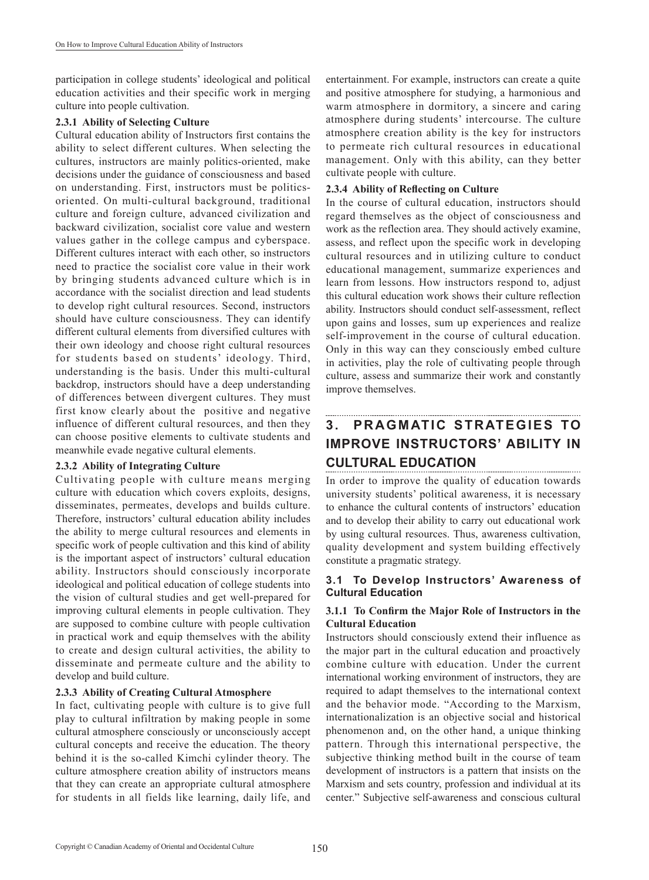participation in college students' ideological and political education activities and their specific work in merging culture into people cultivation.

#### 2.3.1 Ability of Selecting Culture

Cultural education ability of Instructors first contains the ability to select different cultures. When selecting the cultures, instructors are mainly politics-oriented, make decisions under the guidance of consciousness and based on understanding. First, instructors must be politics-oriented. On multi-cultural background, traditional culture and foreign culture, advanced civilization and backward civilization, socialist core value and western values gather in the college campus and cyberspace. Different cultures interact with each other, so instructors need to practice the socialist core value in their work by bringing students advanced culture which is in accordance with the socialist direction and lead students to develop right cultural resources. Second, instructors should have culture consciousness. They can identify different cultural elements from diversified cultures with their own ideology and choose right cultural resources for students based on students' ideology. Third, understanding is the basis. Under this multi-cultural backdrop, instructors should have a deep understanding of differences between divergent cultures. They must first know clearly about the positive and negative influence of different cultural resources, and then they can choose positive elements to cultivate students and meanwhile evade negative cultural elements.

#### 2.3.2 Ability of Integrating Culture

Cultivating people with culture means merging culture with education which covers exploits, designs, disseminates, permeates, develops and builds culture. Therefore, instructors' cultural education ability includes the ability to merge cultural resources and elements in specific work of people cultivation and this kind of ability is the important aspect of instructors' cultural education ability. Instructors should consciously incorporate ideological and political education of college students into the vision of cultural studies and get well-prepared for improving cultural elements in people cultivation. They are supposed to combine culture with people cultivation in practical work and equip themselves with the ability to create and design cultural activities, the ability to disseminate and permeate culture and the ability to develop and build culture.

#### 2.3.3 Ability of Creating Cultural Atmosphere

In fact, cultivating people with culture is to give full play to cultural infiltration by making people in some cultural atmosphere consciously or unconsciously accept cultural concepts and receive the education. The theory behind it is the so-called Kimchi cylinder theory. The culture atmosphere creation ability of instructors means that they can create an appropriate cultural atmosphere for students in all fields like learning, daily life, and entertainment. For example, instructors can create a quite and positive atmosphere for studying, a harmonious and warm atmosphere in dormitory, a sincere and caring atmosphere during students' intercourse. The culture atmosphere creation ability is the key for instructors to permeate rich cultural resources in educational management. Only with this ability, can they better cultivate people with culture.

#### 2.3.4 Ability of Reflecting on Culture

In the course of cultural education, instructors should regard themselves as the object of consciousness and work as the reflection area. They should actively examine, assess, and reflect upon the specific work in developing cultural resources and in utilizing culture to conduct educational management, summarize experiences and learn from lessons. How instructors respond to, adjust this cultural education work shows their culture reflection ability. Instructors should conduct self-assessment, reflect upon gains and losses, sum up experiences and realize self-improvement in the course of cultural education. Only in this way can they consciously embed culture in activities, play the role of cultivating people through culture, assess and summarize their work and constantly improve themselves.

## 3. PRAGMATIC STRATEGIES TO IMPROVE INSTRUCTORS' ABILITY IN CULTURAL EDUCATION

In order to improve the quality of education towards university students' political awareness, it is necessary to enhance the cultural contents of instructors' education and to develop their ability to carry out educational work by using cultural resources. Thus, awareness cultivation, quality development and system building effectively constitute a pragmatic strategy.

### 3.1 To Develop Instructors' Awareness of Cultural Education

#### 3.1.1 To Confirm the Major Role of Instructors in the Cultural Education

Instructors should consciously extend their influence as the major part in the cultural education and proactively combine culture with education. Under the current international working environment of instructors, they are required to adapt themselves to the international context and the behavior mode. "According to the Marxism, internationalization is an objective social and historical phenomenon and, on the other hand, a unique thinking pattern. Through this international perspective, the subjective thinking method built in the course of team development of instructors is a pattern that insists on the Marxism and sets country, profession and individual at its center." Subjective self-awareness and conscious cultural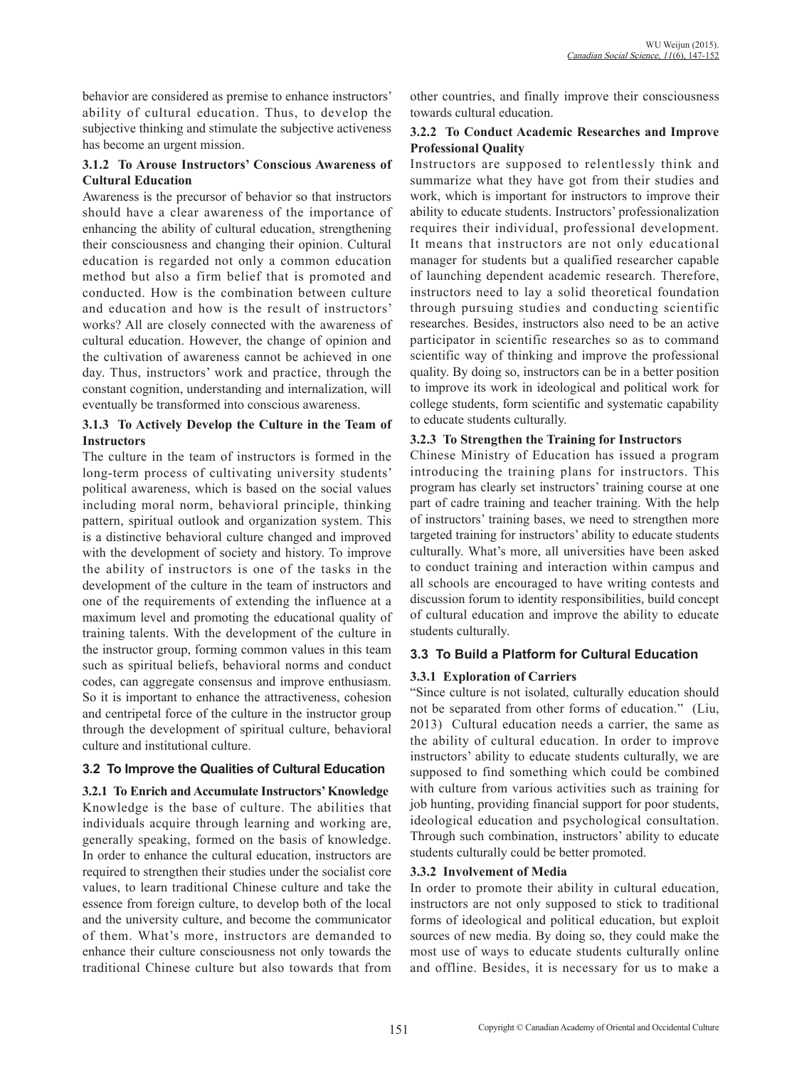behavior are considered as premise to enhance instructors' ability of cultural education. Thus, to develop the subjective thinking and stimulate the subjective activeness has become an urgent mission.

#### 3.1.2 To Arouse Instructors' Conscious Awareness of Cultural Education

Awareness is the precursor of behavior so that instructors should have a clear awareness of the importance of enhancing the ability of cultural education, strengthening their consciousness and changing their opinion. Cultural education is regarded not only a common education method but also a firm belief that is promoted and conducted. How is the combination between culture and education and how is the result of instructors' works? All are closely connected with the awareness of cultural education. However, the change of opinion and the cultivation of awareness cannot be achieved in one day. Thus, instructors' work and practice, through the constant cognition, understanding and internalization, will eventually be transformed into conscious awareness.

#### 3.1.3 To Actively Develop the Culture in the Team of Instructors

The culture in the team of instructors is formed in the long-term process of cultivating university students' political awareness, which is based on the social values including moral norm, behavioral principle, thinking pattern, spiritual outlook and organization system. This is a distinctive behavioral culture changed and improved with the development of society and history. To improve the ability of instructors is one of the tasks in the development of the culture in the team of instructors and one of the requirements of extending the influence at a maximum level and promoting the educational quality of training talents. With the development of the culture in the instructor group, forming common values in this team such as spiritual beliefs, behavioral norms and conduct codes, can aggregate consensus and improve enthusiasm. So it is important to enhance the attractiveness, cohesion and centripetal force of the culture in the instructor group through the development of spiritual culture, behavioral culture and institutional culture.

### 3.2 To Improve the Qualities of Cultural Education

#### 3.2.1 To Enrich and Accumulate Instructors' Knowledge

Knowledge is the base of culture. The abilities that individuals acquire through learning and working are, generally speaking, formed on the basis of knowledge. In order to enhance the cultural education, instructors are required to strengthen their studies under the socialist core values, to learn traditional Chinese culture and take the essence from foreign culture, to develop both of the local and the university culture, and become the communicator of them. What's more, instructors are demanded to enhance their culture consciousness not only towards the traditional Chinese culture but also towards that from other countries, and finally improve their consciousness towards cultural education.

#### 3.2.2 To Conduct Academic Researches and Improve Professional Quality

Instructors are supposed to relentlessly think and summarize what they have got from their studies and work, which is important for instructors to improve their ability to educate students. Instructors' professionalization requires their individual, professional development. It means that instructors are not only educational manager for students but a qualified researcher capable of launching dependent academic research. Therefore, instructors need to lay a solid theoretical foundation through pursuing studies and conducting scientific researches. Besides, instructors also need to be an active participator in scientific researches so as to command scientific way of thinking and improve the professional quality. By doing so, instructors can be in a better position to improve its work in ideological and political work for college students, form scientific and systematic capability to educate students culturally.

#### 3.2.3 To Strengthen the Training for Instructors

Chinese Ministry of Education has issued a program introducing the training plans for instructors. This program has clearly set instructors' training course at one part of cadre training and teacher training. With the help of instructors' training bases, we need to strengthen more targeted training for instructors' ability to educate students culturally. What's more, all universities have been asked to conduct training and interaction within campus and all schools are encouraged to have writing contests and discussion forum to identity responsibilities, build concept of cultural education and improve the ability to educate students culturally.

### 3.3 To Build a Platform for Cultural Education

#### 3.3.1 Exploration of Carriers

"Since culture is not isolated, culturally education should not be separated from other forms of education." (Liu, 2013) Cultural education needs a carrier, the same as the ability of cultural education. In order to improve instructors' ability to educate students culturally, we are supposed to find something which could be combined with culture from various activities such as training for job hunting, providing financial support for poor students, ideological education and psychological consultation. Through such combination, instructors' ability to educate students culturally could be better promoted.

#### 3.3.2 Involvement of Media

In order to promote their ability in cultural education, instructors are not only supposed to stick to traditional forms of ideological and political education, but exploit sources of new media. By doing so, they could make the most use of ways to educate students culturally online and offline. Besides, it is necessary for us to make a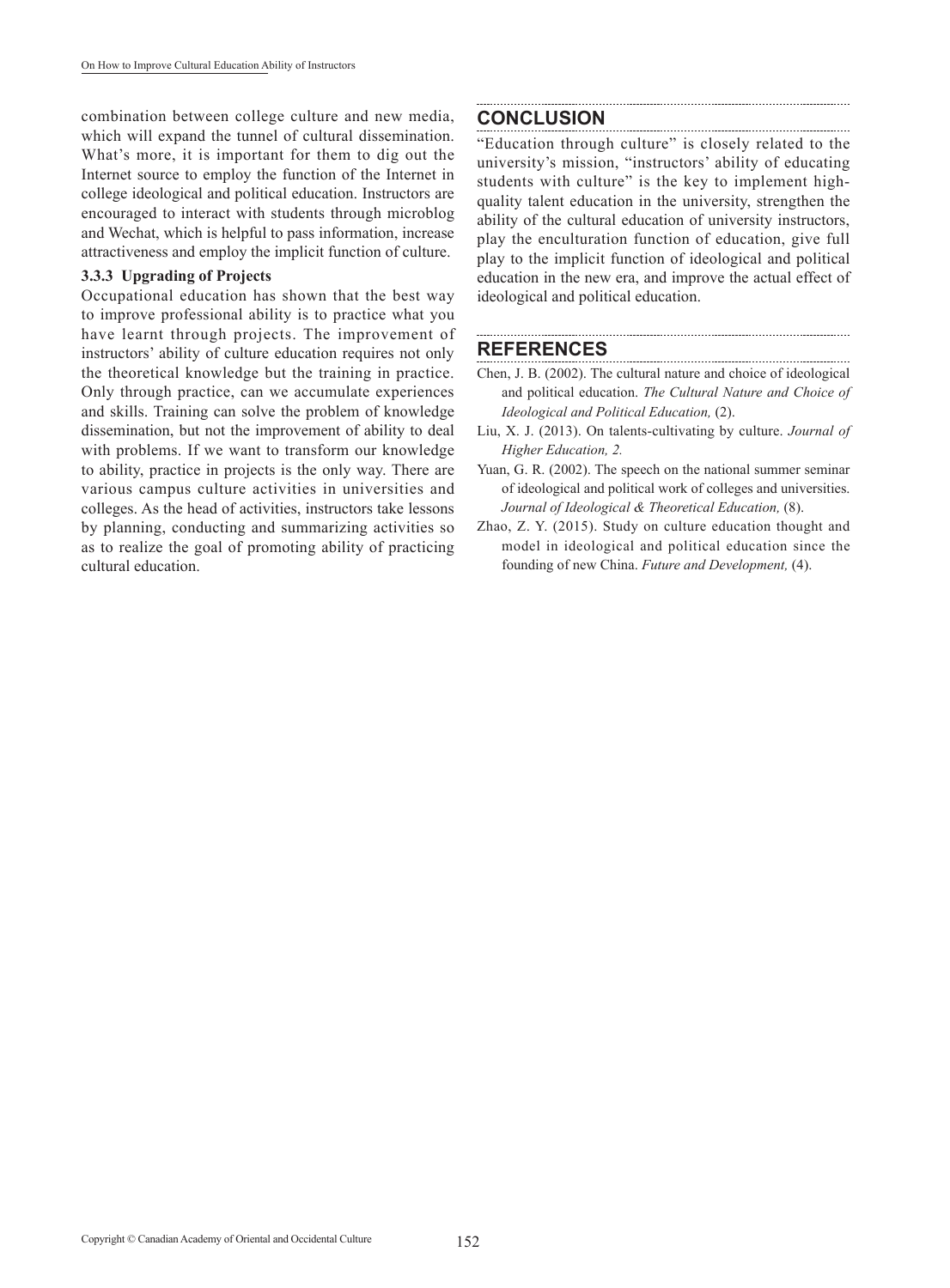combination between college culture and new media, which will expand the tunnel of cultural dissemination. What's more, it is important for them to dig out the Internet source to employ the function of the Internet in college ideological and political education. Instructors are encouraged to interact with students through microblog and Wechat, which is helpful to pass information, increase attractiveness and employ the implicit function of culture.

#### 3.3.3 Upgrading of Projects

Occupational education has shown that the best way to improve professional ability is to practice what you have learnt through projects. The improvement of instructors' ability of culture education requires not only the theoretical knowledge but the training in practice. Only through practice, can we accumulate experiences and skills. Training can solve the problem of knowledge dissemination, but not the improvement of ability to deal with problems. If we want to transform our knowledge to ability, practice in projects is the only way. There are various campus culture activities in universities and colleges. As the head of activities, instructors take lessons by planning, conducting and summarizing activities so as to realize the goal of promoting ability of practicing cultural education.

## CONCLUSION

"Education through culture" is closely related to the university's mission, "instructors' ability of educating students with culture" is the key to implement high-quality talent education in the university, strengthen the ability of the cultural education of university instructors, play the enculturation function of education, give full play to the implicit function of ideological and political education in the new era, and improve the actual effect of ideological and political education.

## REFERENCES

Chen, J. B. (2002). The cultural nature and choice of ideological and political education. *The Cultural Nature and Choice of Ideological and Political Education,* (2).

Liu, X. J. (2013). On talents-cultivating by culture. *Journal of Higher Education, 2.*

Yuan, G. R. (2002). The speech on the national summer seminar of ideological and political work of colleges and universities. *Journal of Ideological & Theoretical Education,* (8).

Zhao, Z. Y. (2015). Study on culture education thought and model in ideological and political education since the founding of new China. *Future and Development,* (4).